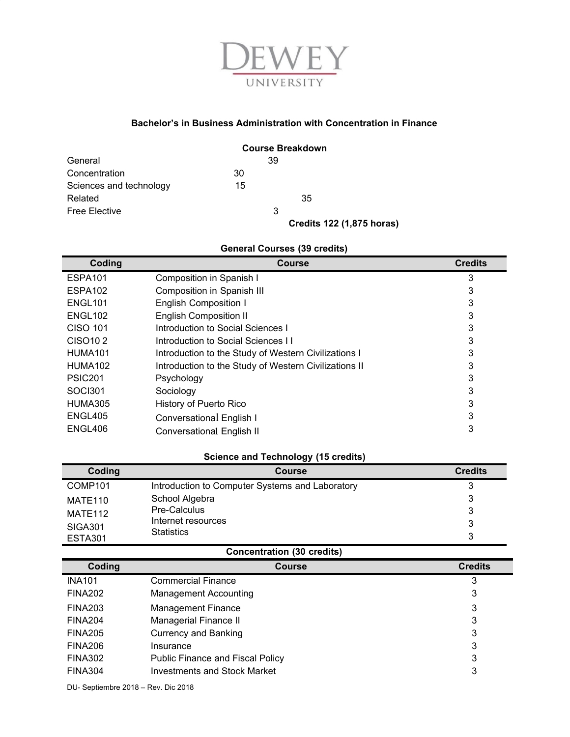DEWEY UNIVERSITY

## Bachelor's in Business Administration with Concentration in Finance

### Course Breakdown

| | |
|---|---|
| General | 39 |
| Concentration | 30 |
| Sciences and technology | 15 |
| Related | 35 |
| Free Elective | 3 |

**Credits 122 (1,875 horas)**

### General Courses (39 credits)

| Coding | Course | Credits |
|---|---|---|
| ESPA101 | Composition in Spanish I | 3 |
| ESPA102 | Composition in Spanish III | 3 |
| ENGL101 | English Composition I | 3 |
| ENGL102 | English Composition II | 3 |
| CISO 101 | Introduction to Social Sciences I | 3 |
| CISO10 2 | Introduction to Social Sciences I I | 3 |
| HUMA101 | Introduction to the Study of Western Civilizations I | 3 |
| HUMA102 | Introduction to the Study of Western Civilizations II | 3 |
| PSIC201 | Psychology | 3 |
| SOCI301 | Sociology | 3 |
| HUMA305 | History of Puerto Rico | 3 |
| ENGL405 | Conversational English I | 3 |
| ENGL406 | Conversational English II | 3 |

### Science and Technology (15 credits)

| Coding | Course | Credits |
|---|---|---|
| COMP101 | Introduction to Computer Systems and Laboratory | 3 |
| MATE110 | School Algebra | 3 |
| MATE112 | Pre-Calculus | 3 |
| SIGA301 | Internet resources | 3 |
| ESTA301 | Statistics | 3 |

### Concentration (30 credits)

| Coding | Course | Credits |
|---|---|---|
| INA101 | Commercial Finance | 3 |
| FINA202 | Management Accounting | 3 |
| FINA203 | Management Finance | 3 |
| FINA204 | Managerial Finance II | 3 |
| FINA205 | Currency and Banking | 3 |
| FINA206 | Insurance | 3 |
| FINA302 | Public Finance and Fiscal Policy | 3 |
| FINA304 | Investments and Stock Market | 3 |

DU- Septiembre 2018 – Rev. Dic 2018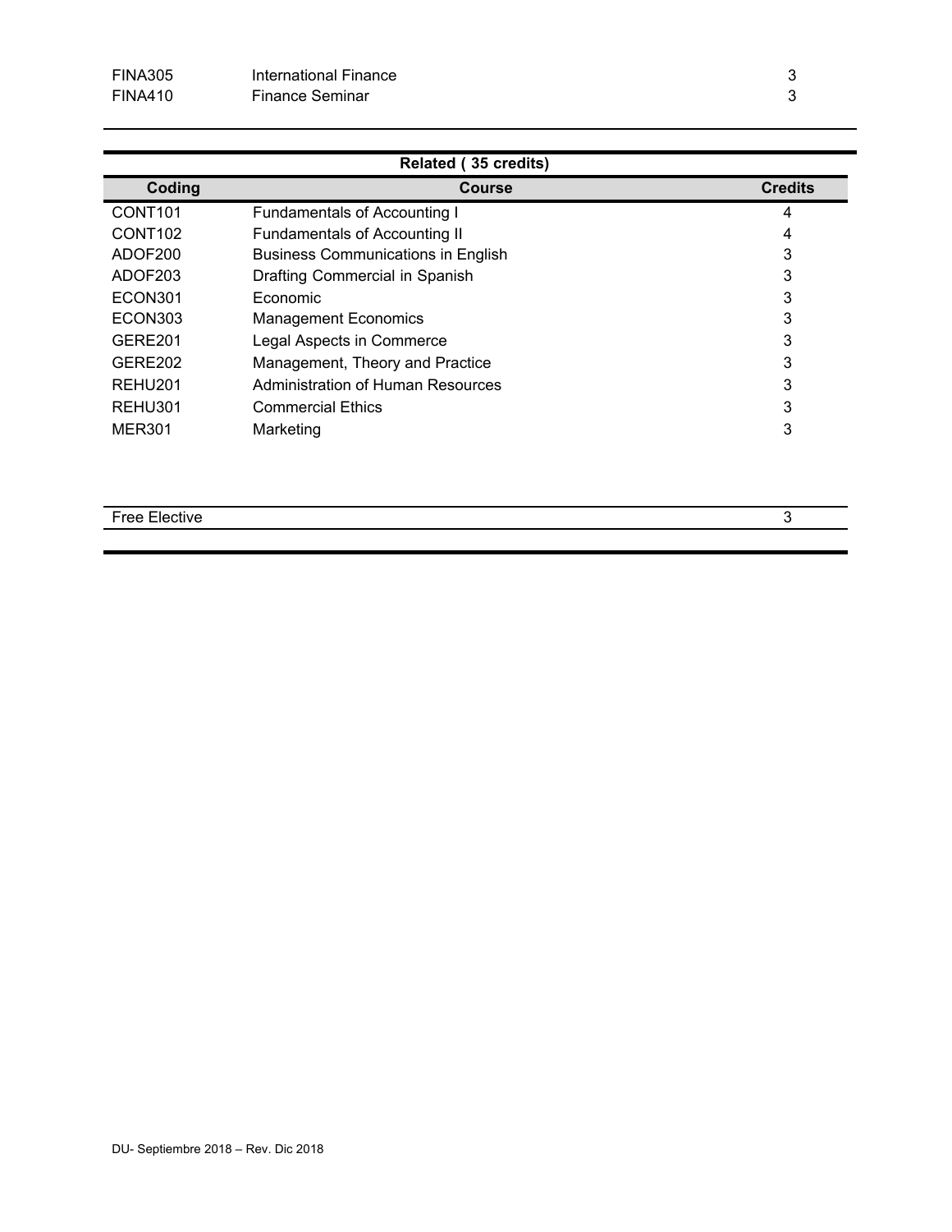| | | |
|---|---|---|
| FINA305 | International Finance | 3 |
| FINA410 | Finance Seminar | 3 |

**Related ( 35 credits)**

| Coding | Course | Credits |
|---|---|---|
| CONT101 | Fundamentals of Accounting I | 4 |
| CONT102 | Fundamentals of Accounting II | 4 |
| ADOF200 | Business Communications in English | 3 |
| ADOF203 | Drafting Commercial in Spanish | 3 |
| ECON301 | Economic | 3 |
| ECON303 | Management Economics | 3 |
| GERE201 | Legal Aspects in Commerce | 3 |
| GERE202 | Management, Theory and Practice | 3 |
| REHU201 | Administration of Human Resources | 3 |
| REHU301 | Commercial Ethics | 3 |
| MER301 | Marketing | 3 |

| | |
|---|---|
| Free Elective | 3 |

DU- Septiembre 2018 – Rev. Dic 2018